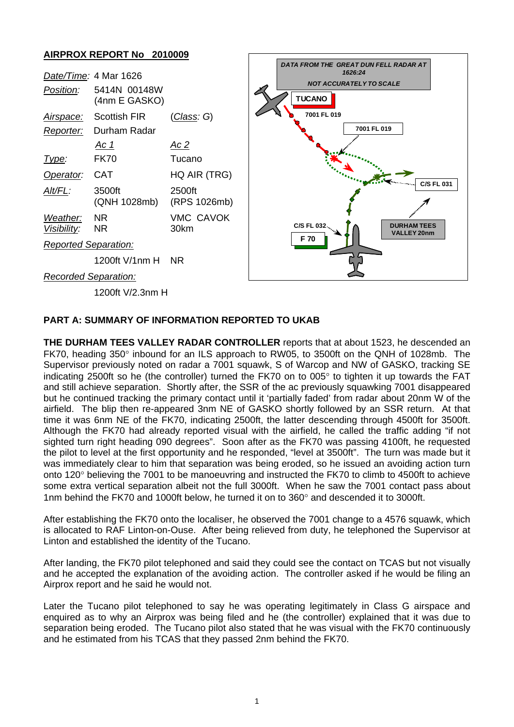## AIRPROX REPORT No 2010009

| | | | |
|---|---|---|---|
| *Date/Time:* | 4 Mar 1626 | | |
| *Position:* | 5414N 00148W (4nm E GASKO) | | |
| *Airspace:* | Scottish FIR | | (*Class:* G) |
| *Reporter:* | Durham Radar | | |
| | *Ac 1* | | *Ac 2* |
| *Type:* | FK70 | | Tucano |
| *Operator:* | CAT | | HQ AIR (TRG) |
| *Alt/FL:* | 3500ft (QNH 1028mb) | | 2500ft (RPS 1026mb) |
| *Weather:* | NR | | VMC CAVOK |
| *Visibility:* | NR | | 30km |
| *Reported Separation:* | | | |
| | 1200ft V/1nm H | | NR |
| *Recorded Separation:* | | | |
| | 1200ft V/2.3nm H | | |

DATA FROM THE GREAT DUN FELL RADAR AT 1626:24

NOT ACCURATELY TO SCALE

TUCANO — 7001 FL 019 — 7001 FL 019 — C/S FL 031 — C/S FL 032 — F 70 — DURHAM TEES VALLEY 20nm

## PART A: SUMMARY OF INFORMATION REPORTED TO UKAB

**THE DURHAM TEES VALLEY RADAR CONTROLLER** reports that at about 1523, he descended an FK70, heading 350° inbound for an ILS approach to RW05, to 3500ft on the QNH of 1028mb. The Supervisor previously noted on radar a 7001 squawk, S of Warcop and NW of GASKO, tracking SE indicating 2500ft so he (the controller) turned the FK70 on to 005° to tighten it up towards the FAT and still achieve separation. Shortly after, the SSR of the ac previously squawking 7001 disappeared but he continued tracking the primary contact until it 'partially faded' from radar about 20nm W of the airfield. The blip then re-appeared 3nm NE of GASKO shortly followed by an SSR return. At that time it was 6nm NE of the FK70, indicating 2500ft, the latter descending through 4500ft for 3500ft. Although the FK70 had already reported visual with the airfield, he called the traffic adding "if not sighted turn right heading 090 degrees". Soon after as the FK70 was passing 4100ft, he requested the pilot to level at the first opportunity and he responded, "level at 3500ft". The turn was made but it was immediately clear to him that separation was being eroded, so he issued an avoiding action turn onto 120° believing the 7001 to be manoeuvring and instructed the FK70 to climb to 4500ft to achieve some extra vertical separation albeit not the full 3000ft. When he saw the 7001 contact pass about 1nm behind the FK70 and 1000ft below, he turned it on to 360° and descended it to 3000ft.

After establishing the FK70 onto the localiser, he observed the 7001 change to a 4576 squawk, which is allocated to RAF Linton-on-Ouse. After being relieved from duty, he telephoned the Supervisor at Linton and established the identity of the Tucano.

After landing, the FK70 pilot telephoned and said they could see the contact on TCAS but not visually and he accepted the explanation of the avoiding action. The controller asked if he would be filing an Airprox report and he said he would not.

Later the Tucano pilot telephoned to say he was operating legitimately in Class G airspace and enquired as to why an Airprox was being filed and he (the controller) explained that it was due to separation being eroded. The Tucano pilot also stated that he was visual with the FK70 continuously and he estimated from his TCAS that they passed 2nm behind the FK70.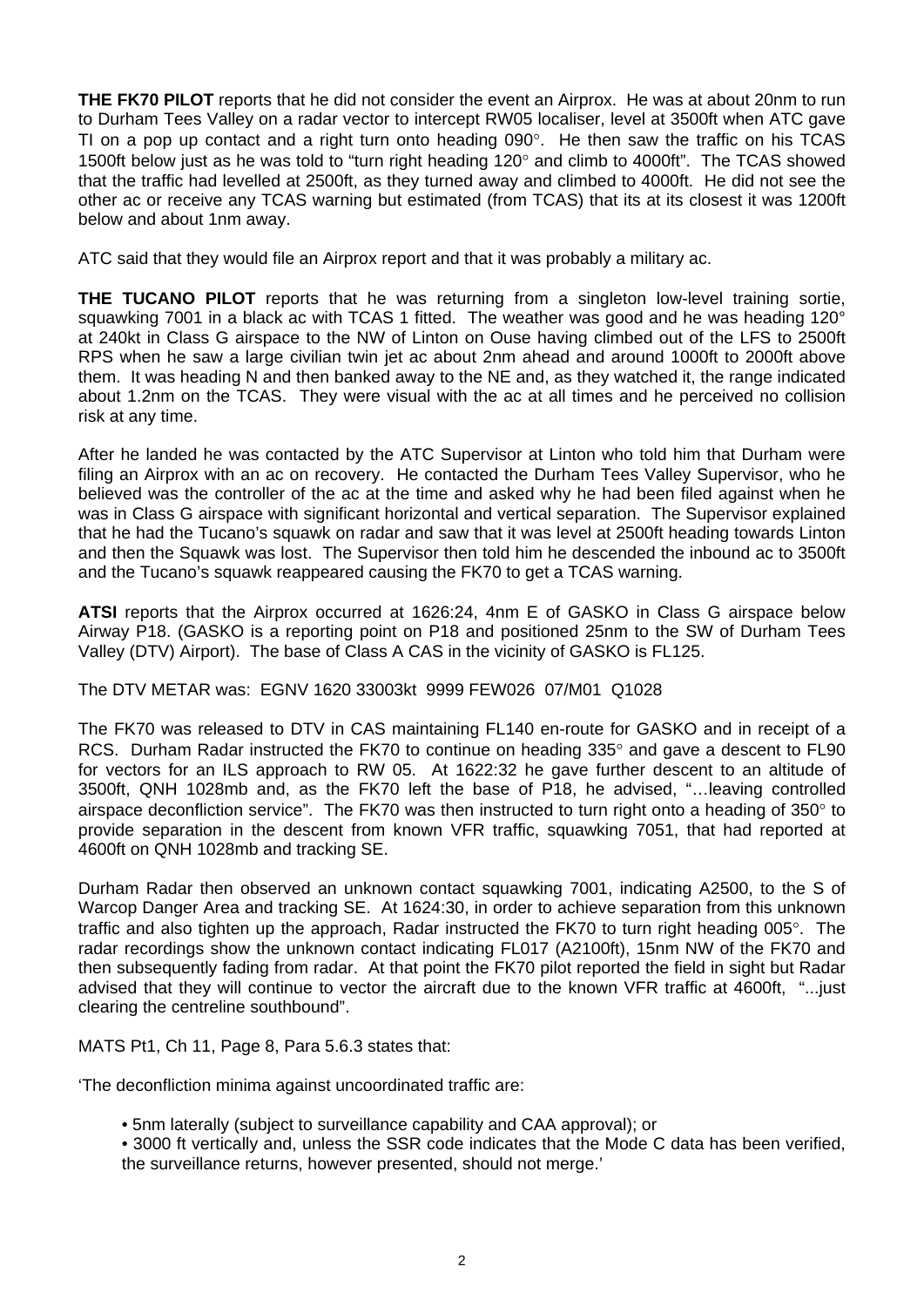**THE FK70 PILOT** reports that he did not consider the event an Airprox. He was at about 20nm to run to Durham Tees Valley on a radar vector to intercept RW05 localiser, level at 3500ft when ATC gave TI on a pop up contact and a right turn onto heading 090°. He then saw the traffic on his TCAS 1500ft below just as he was told to "turn right heading 120° and climb to 4000ft". The TCAS showed that the traffic had levelled at 2500ft, as they turned away and climbed to 4000ft. He did not see the other ac or receive any TCAS warning but estimated (from TCAS) that its at its closest it was 1200ft below and about 1nm away.

ATC said that they would file an Airprox report and that it was probably a military ac.

**THE TUCANO PILOT** reports that he was returning from a singleton low-level training sortie, squawking 7001 in a black ac with TCAS 1 fitted. The weather was good and he was heading 120° at 240kt in Class G airspace to the NW of Linton on Ouse having climbed out of the LFS to 2500ft RPS when he saw a large civilian twin jet ac about 2nm ahead and around 1000ft to 2000ft above them. It was heading N and then banked away to the NE and, as they watched it, the range indicated about 1.2nm on the TCAS. They were visual with the ac at all times and he perceived no collision risk at any time.

After he landed he was contacted by the ATC Supervisor at Linton who told him that Durham were filing an Airprox with an ac on recovery. He contacted the Durham Tees Valley Supervisor, who he believed was the controller of the ac at the time and asked why he had been filed against when he was in Class G airspace with significant horizontal and vertical separation. The Supervisor explained that he had the Tucano's squawk on radar and saw that it was level at 2500ft heading towards Linton and then the Squawk was lost. The Supervisor then told him he descended the inbound ac to 3500ft and the Tucano's squawk reappeared causing the FK70 to get a TCAS warning.

**ATSI** reports that the Airprox occurred at 1626:24, 4nm E of GASKO in Class G airspace below Airway P18. (GASKO is a reporting point on P18 and positioned 25nm to the SW of Durham Tees Valley (DTV) Airport). The base of Class A CAS in the vicinity of GASKO is FL125.

The DTV METAR was: EGNV 1620 33003kt 9999 FEW026 07/M01 Q1028

The FK70 was released to DTV in CAS maintaining FL140 en-route for GASKO and in receipt of a RCS. Durham Radar instructed the FK70 to continue on heading 335° and gave a descent to FL90 for vectors for an ILS approach to RW 05. At 1622:32 he gave further descent to an altitude of 3500ft, QNH 1028mb and, as the FK70 left the base of P18, he advised, "…leaving controlled airspace deconfliction service". The FK70 was then instructed to turn right onto a heading of 350° to provide separation in the descent from known VFR traffic, squawking 7051, that had reported at 4600ft on QNH 1028mb and tracking SE.

Durham Radar then observed an unknown contact squawking 7001, indicating A2500, to the S of Warcop Danger Area and tracking SE. At 1624:30, in order to achieve separation from this unknown traffic and also tighten up the approach, Radar instructed the FK70 to turn right heading 005°. The radar recordings show the unknown contact indicating FL017 (A2100ft), 15nm NW of the FK70 and then subsequently fading from radar. At that point the FK70 pilot reported the field in sight but Radar advised that they will continue to vector the aircraft due to the known VFR traffic at 4600ft, "...just clearing the centreline southbound".

MATS Pt1, Ch 11, Page 8, Para 5.6.3 states that:

'The deconfliction minima against uncoordinated traffic are:

- 5nm laterally (subject to surveillance capability and CAA approval); or
- 3000 ft vertically and, unless the SSR code indicates that the Mode C data has been verified, the surveillance returns, however presented, should not merge.'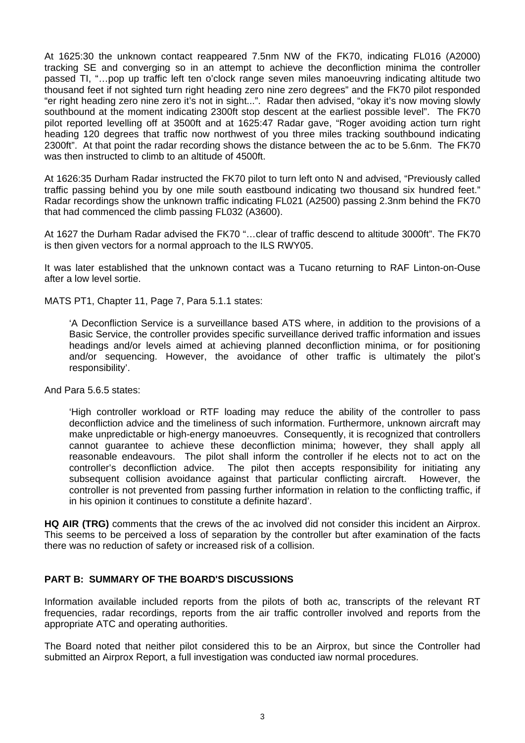At 1625:30 the unknown contact reappeared 7.5nm NW of the FK70, indicating FL016 (A2000) tracking SE and converging so in an attempt to achieve the deconfliction minima the controller passed TI, "…pop up traffic left ten o'clock range seven miles manoeuvring indicating altitude two thousand feet if not sighted turn right heading zero nine zero degrees" and the FK70 pilot responded "er right heading zero nine zero it's not in sight...". Radar then advised, "okay it's now moving slowly southbound at the moment indicating 2300ft stop descent at the earliest possible level". The FK70 pilot reported levelling off at 3500ft and at 1625:47 Radar gave, "Roger avoiding action turn right heading 120 degrees that traffic now northwest of you three miles tracking southbound indicating 2300ft". At that point the radar recording shows the distance between the ac to be 5.6nm. The FK70 was then instructed to climb to an altitude of 4500ft.

At 1626:35 Durham Radar instructed the FK70 pilot to turn left onto N and advised, "Previously called traffic passing behind you by one mile south eastbound indicating two thousand six hundred feet." Radar recordings show the unknown traffic indicating FL021 (A2500) passing 2.3nm behind the FK70 that had commenced the climb passing FL032 (A3600).

At 1627 the Durham Radar advised the FK70 "…clear of traffic descend to altitude 3000ft". The FK70 is then given vectors for a normal approach to the ILS RWY05.

It was later established that the unknown contact was a Tucano returning to RAF Linton-on-Ouse after a low level sortie.

MATS PT1, Chapter 11, Page 7, Para 5.1.1 states:

> 'A Deconfliction Service is a surveillance based ATS where, in addition to the provisions of a Basic Service, the controller provides specific surveillance derived traffic information and issues headings and/or levels aimed at achieving planned deconfliction minima, or for positioning and/or sequencing. However, the avoidance of other traffic is ultimately the pilot's responsibility'.

And Para 5.6.5 states:

> 'High controller workload or RTF loading may reduce the ability of the controller to pass deconfliction advice and the timeliness of such information. Furthermore, unknown aircraft may make unpredictable or high-energy manoeuvres. Consequently, it is recognized that controllers cannot guarantee to achieve these deconfliction minima; however, they shall apply all reasonable endeavours. The pilot shall inform the controller if he elects not to act on the controller's deconfliction advice. The pilot then accepts responsibility for initiating any subsequent collision avoidance against that particular conflicting aircraft. However, the controller is not prevented from passing further information in relation to the conflicting traffic, if in his opinion it continues to constitute a definite hazard'.

**HQ AIR (TRG)** comments that the crews of the ac involved did not consider this incident an Airprox. This seems to be perceived a loss of separation by the controller but after examination of the facts there was no reduction of safety or increased risk of a collision.

## PART B: SUMMARY OF THE BOARD'S DISCUSSIONS

Information available included reports from the pilots of both ac, transcripts of the relevant RT frequencies, radar recordings, reports from the air traffic controller involved and reports from the appropriate ATC and operating authorities.

The Board noted that neither pilot considered this to be an Airprox, but since the Controller had submitted an Airprox Report, a full investigation was conducted iaw normal procedures.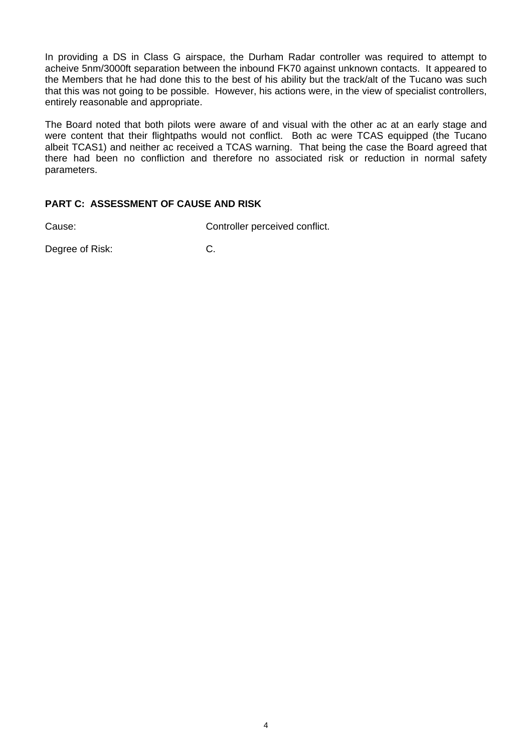In providing a DS in Class G airspace, the Durham Radar controller was required to attempt to acheive 5nm/3000ft separation between the inbound FK70 against unknown contacts. It appeared to the Members that he had done this to the best of his ability but the track/alt of the Tucano was such that this was not going to be possible. However, his actions were, in the view of specialist controllers, entirely reasonable and appropriate.

The Board noted that both pilots were aware of and visual with the other ac at an early stage and were content that their flightpaths would not conflict. Both ac were TCAS equipped (the Tucano albeit TCAS1) and neither ac received a TCAS warning. That being the case the Board agreed that there had been no confliction and therefore no associated risk or reduction in normal safety parameters.

## PART C: ASSESSMENT OF CAUSE AND RISK

Cause: Controller perceived conflict.

Degree of Risk: C.